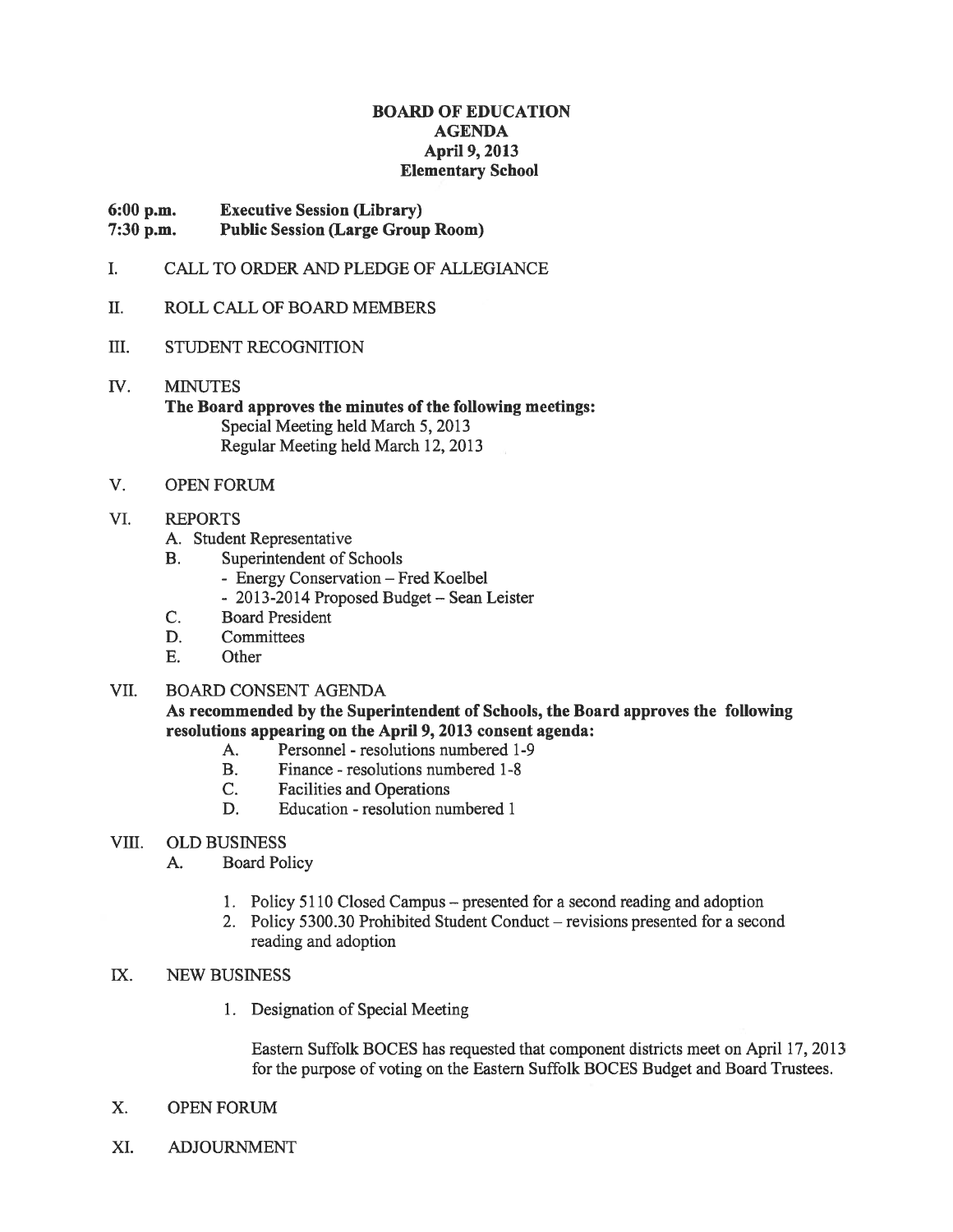# BOARD OF EDUCATION
# AGENDA
## April 9, 2013
## Elementary School

**6:00 p.m. Executive Session (Library)**
**7:30 p.m. Public Session (Large Group Room)**

I. CALL TO ORDER AND PLEDGE OF ALLEGIANCE

II. ROLL CALL OF BOARD MEMBERS

III. STUDENT RECOGNITION

IV. MINUTES

**The Board approves the minutes of the following meetings:**

Special Meeting held March 5, 2013
Regular Meeting held March 12, 2013

V. OPEN FORUM

VI. REPORTS

A. Student Representative
B. Superintendent of Schools
   - Energy Conservation – Fred Koelbel
   - 2013-2014 Proposed Budget – Sean Leister
C. Board President
D. Committees
E. Other

VII. BOARD CONSENT AGENDA

**As recommended by the Superintendent of Schools, the Board approves the following resolutions appearing on the April 9, 2013 consent agenda:**

A. Personnel - resolutions numbered 1-9
B. Finance - resolutions numbered 1-8
C. Facilities and Operations
D. Education - resolution numbered 1

VIII. OLD BUSINESS

A. Board Policy

1. Policy 5110 Closed Campus – presented for a second reading and adoption
2. Policy 5300.30 Prohibited Student Conduct – revisions presented for a second reading and adoption

IX. NEW BUSINESS

1. Designation of Special Meeting

Eastern Suffolk BOCES has requested that component districts meet on April 17, 2013 for the purpose of voting on the Eastern Suffolk BOCES Budget and Board Trustees.

X. OPEN FORUM

XI. ADJOURNMENT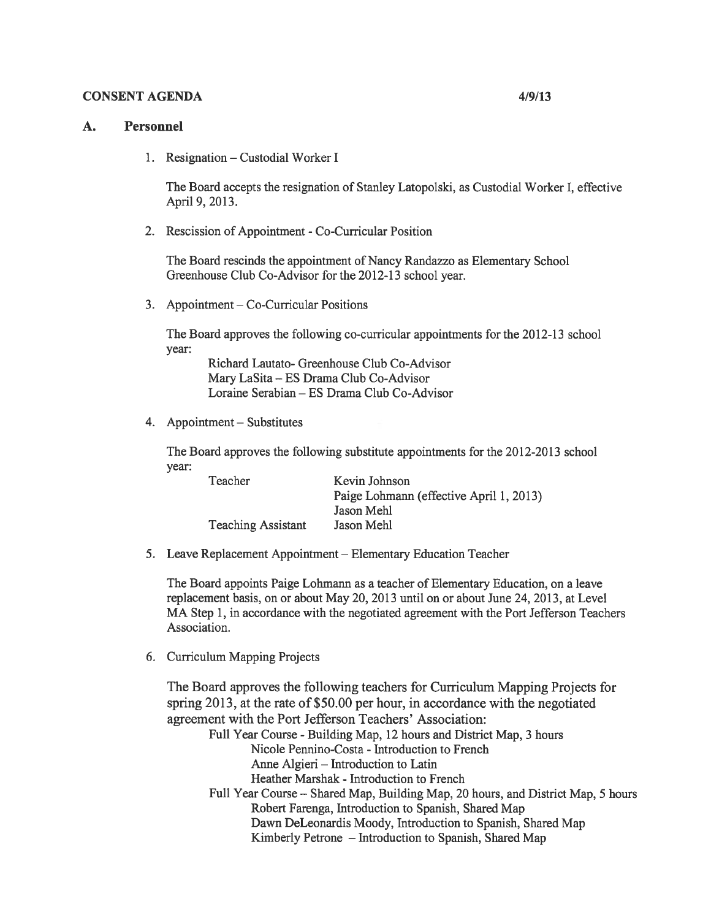**CONSENT AGENDA** **4/9/13**

## A. Personnel

1. Resignation – Custodial Worker I

   The Board accepts the resignation of Stanley Latopolski, as Custodial Worker I, effective April 9, 2013.

2. Rescission of Appointment - Co-Curricular Position

   The Board rescinds the appointment of Nancy Randazzo as Elementary School Greenhouse Club Co-Advisor for the 2012-13 school year.

3. Appointment – Co-Curricular Positions

   The Board approves the following co-curricular appointments for the 2012-13 school year:

   Richard Lautato- Greenhouse Club Co-Advisor
   Mary LaSita – ES Drama Club Co-Advisor
   Loraine Serabian – ES Drama Club Co-Advisor

4. Appointment – Substitutes

   The Board approves the following substitute appointments for the 2012-2013 school year:

   | | |
   |---|---|
   | Teacher | Kevin Johnson |
   | | Paige Lohmann (effective April 1, 2013) |
   | | Jason Mehl |
   | Teaching Assistant | Jason Mehl |

5. Leave Replacement Appointment – Elementary Education Teacher

   The Board appoints Paige Lohmann as a teacher of Elementary Education, on a leave replacement basis, on or about May 20, 2013 until on or about June 24, 2013, at Level MA Step 1, in accordance with the negotiated agreement with the Port Jefferson Teachers Association.

6. Curriculum Mapping Projects

   The Board approves the following teachers for Curriculum Mapping Projects for spring 2013, at the rate of $50.00 per hour, in accordance with the negotiated agreement with the Port Jefferson Teachers' Association:

   Full Year Course - Building Map, 12 hours and District Map, 3 hours
   - Nicole Pennino-Costa - Introduction to French
   - Anne Algieri – Introduction to Latin
   - Heather Marshak - Introduction to French

   Full Year Course – Shared Map, Building Map, 20 hours, and District Map, 5 hours
   - Robert Farenga, Introduction to Spanish, Shared Map
   - Dawn DeLeonardis Moody, Introduction to Spanish, Shared Map
   - Kimberly Petrone – Introduction to Spanish, Shared Map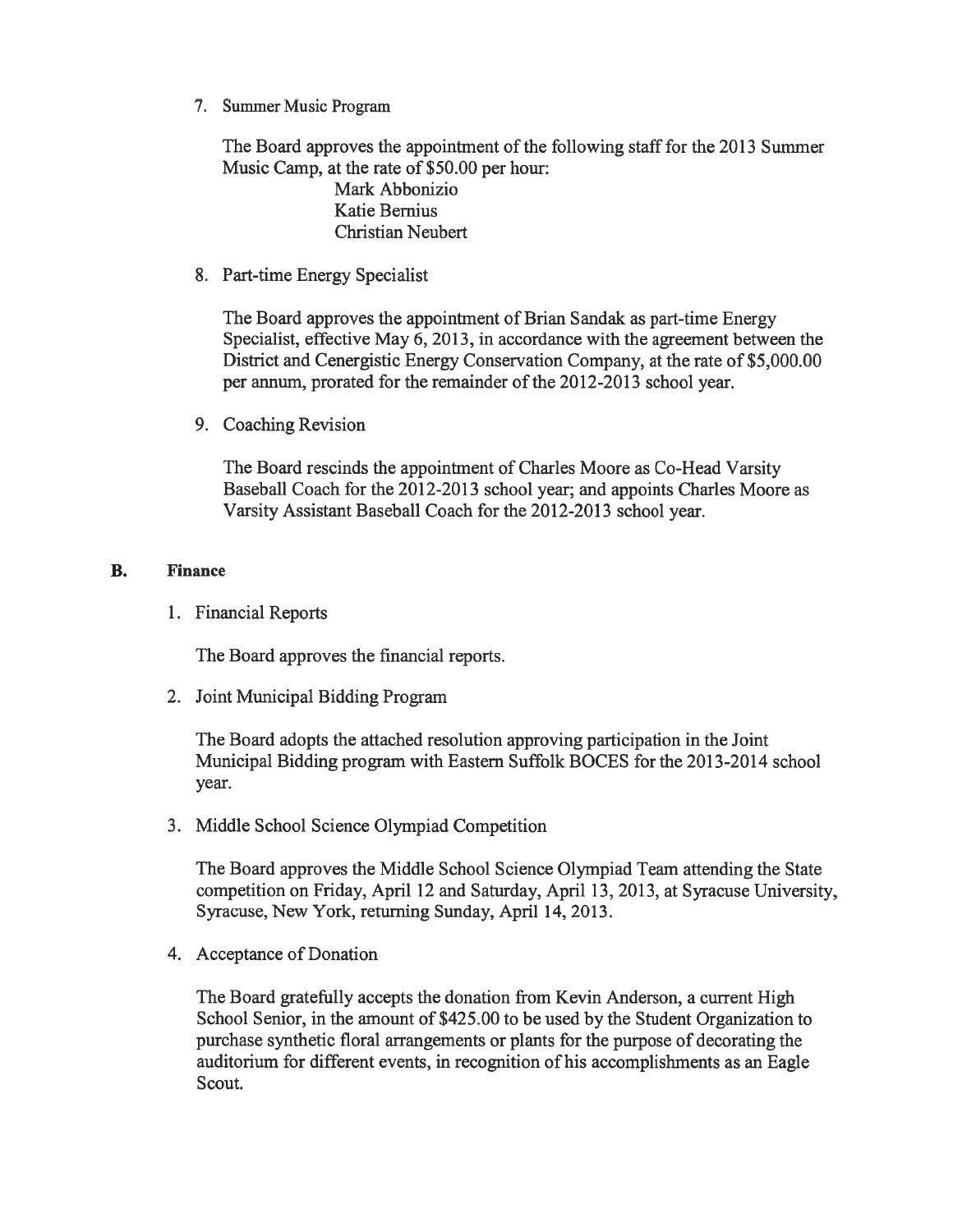7. Summer Music Program

   The Board approves the appointment of the following staff for the 2013 Summer Music Camp, at the rate of $50.00 per hour:

   Mark Abbonizio
   Katie Bernius
   Christian Neubert

8. Part-time Energy Specialist

   The Board approves the appointment of Brian Sandak as part-time Energy Specialist, effective May 6, 2013, in accordance with the agreement between the District and Cenergistic Energy Conservation Company, at the rate of $5,000.00 per annum, prorated for the remainder of the 2012-2013 school year.

9. Coaching Revision

   The Board rescinds the appointment of Charles Moore as Co-Head Varsity Baseball Coach for the 2012-2013 school year; and appoints Charles Moore as Varsity Assistant Baseball Coach for the 2012-2013 school year.

## B. Finance

1. Financial Reports

   The Board approves the financial reports.

2. Joint Municipal Bidding Program

   The Board adopts the attached resolution approving participation in the Joint Municipal Bidding program with Eastern Suffolk BOCES for the 2013-2014 school year.

3. Middle School Science Olympiad Competition

   The Board approves the Middle School Science Olympiad Team attending the State competition on Friday, April 12 and Saturday, April 13, 2013, at Syracuse University, Syracuse, New York, returning Sunday, April 14, 2013.

4. Acceptance of Donation

   The Board gratefully accepts the donation from Kevin Anderson, a current High School Senior, in the amount of $425.00 to be used by the Student Organization to purchase synthetic floral arrangements or plants for the purpose of decorating the auditorium for different events, in recognition of his accomplishments as an Eagle Scout.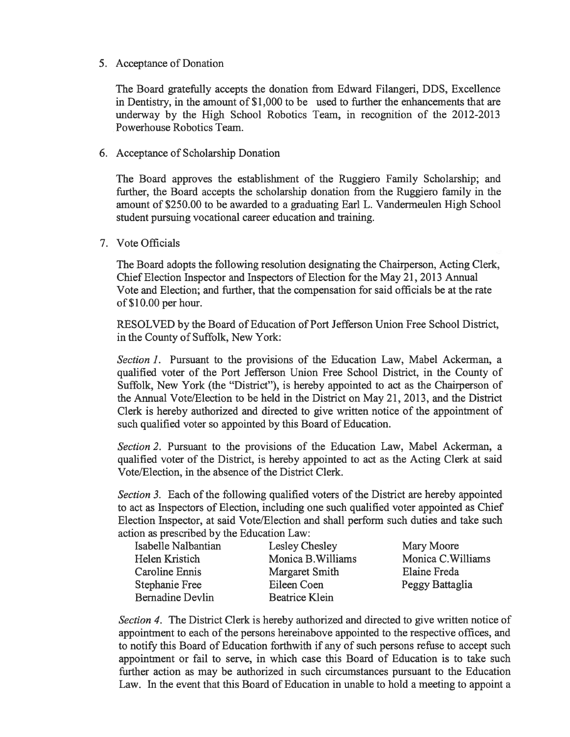5. Acceptance of Donation

   The Board gratefully accepts the donation from Edward Filangeri, DDS, Excellence in Dentistry, in the amount of $1,000 to be used to further the enhancements that are underway by the High School Robotics Team, in recognition of the 2012-2013 Powerhouse Robotics Team.

6. Acceptance of Scholarship Donation

   The Board approves the establishment of the Ruggiero Family Scholarship; and further, the Board accepts the scholarship donation from the Ruggiero family in the amount of $250.00 to be awarded to a graduating Earl L. Vandermeulen High School student pursuing vocational career education and training.

7. Vote Officials

   The Board adopts the following resolution designating the Chairperson, Acting Clerk, Chief Election Inspector and Inspectors of Election for the May 21, 2013 Annual Vote and Election; and further, that the compensation for said officials be at the rate of $10.00 per hour.

   RESOLVED by the Board of Education of Port Jefferson Union Free School District, in the County of Suffolk, New York:

   *Section 1.* Pursuant to the provisions of the Education Law, Mabel Ackerman, a qualified voter of the Port Jefferson Union Free School District, in the County of Suffolk, New York (the "District"), is hereby appointed to act as the Chairperson of the Annual Vote/Election to be held in the District on May 21, 2013, and the District Clerk is hereby authorized and directed to give written notice of the appointment of such qualified voter so appointed by this Board of Education.

   *Section 2.* Pursuant to the provisions of the Education Law, Mabel Ackerman, a qualified voter of the District, is hereby appointed to act as the Acting Clerk at said Vote/Election, in the absence of the District Clerk.

   *Section 3.* Each of the following qualified voters of the District are hereby appointed to act as Inspectors of Election, including one such qualified voter appointed as Chief Election Inspector, at said Vote/Election and shall perform such duties and take such action as prescribed by the Education Law:

   | | | |
   |---|---|---|
   | Isabelle Nalbantian | Lesley Chesley | Mary Moore |
   | Helen Kristich | Monica B.Williams | Monica C.Williams |
   | Caroline Ennis | Margaret Smith | Elaine Freda |
   | Stephanie Free | Eileen Coen | Peggy Battaglia |
   | Bernadine Devlin | Beatrice Klein | |

   *Section 4.* The District Clerk is hereby authorized and directed to give written notice of appointment to each of the persons hereinabove appointed to the respective offices, and to notify this Board of Education forthwith if any of such persons refuse to accept such appointment or fail to serve, in which case this Board of Education is to take such further action as may be authorized in such circumstances pursuant to the Education Law. In the event that this Board of Education in unable to hold a meeting to appoint a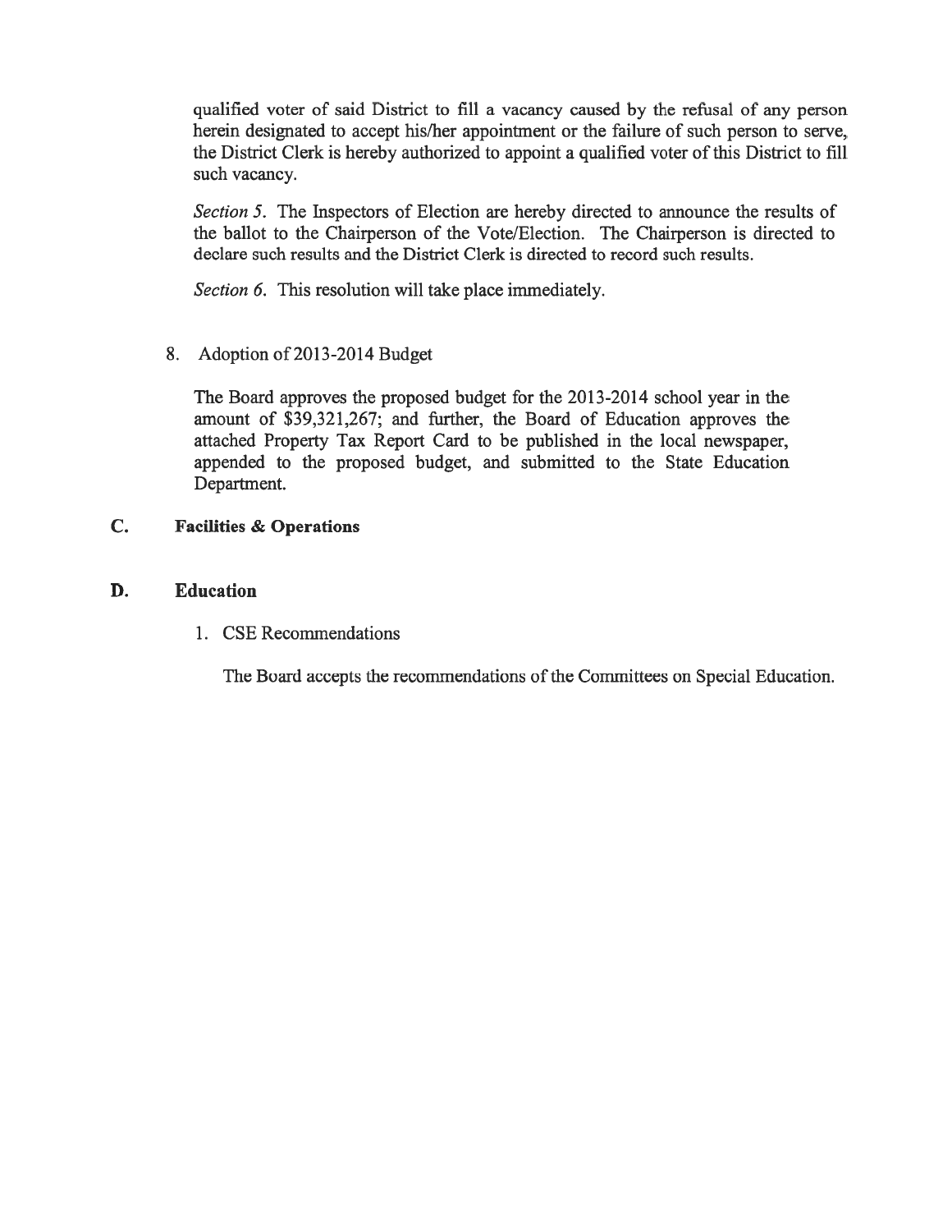qualified voter of said District to fill a vacancy caused by the refusal of any person herein designated to accept his/her appointment or the failure of such person to serve, the District Clerk is hereby authorized to appoint a qualified voter of this District to fill such vacancy.

*Section 5*. The Inspectors of Election are hereby directed to announce the results of the ballot to the Chairperson of the Vote/Election. The Chairperson is directed to declare such results and the District Clerk is directed to record such results.

*Section 6*. This resolution will take place immediately.

8. Adoption of 2013-2014 Budget

   The Board approves the proposed budget for the 2013-2014 school year in the amount of $39,321,267; and further, the Board of Education approves the attached Property Tax Report Card to be published in the local newspaper, appended to the proposed budget, and submitted to the State Education Department.

**C. Facilities & Operations**

**D. Education**

1. CSE Recommendations

   The Board accepts the recommendations of the Committees on Special Education.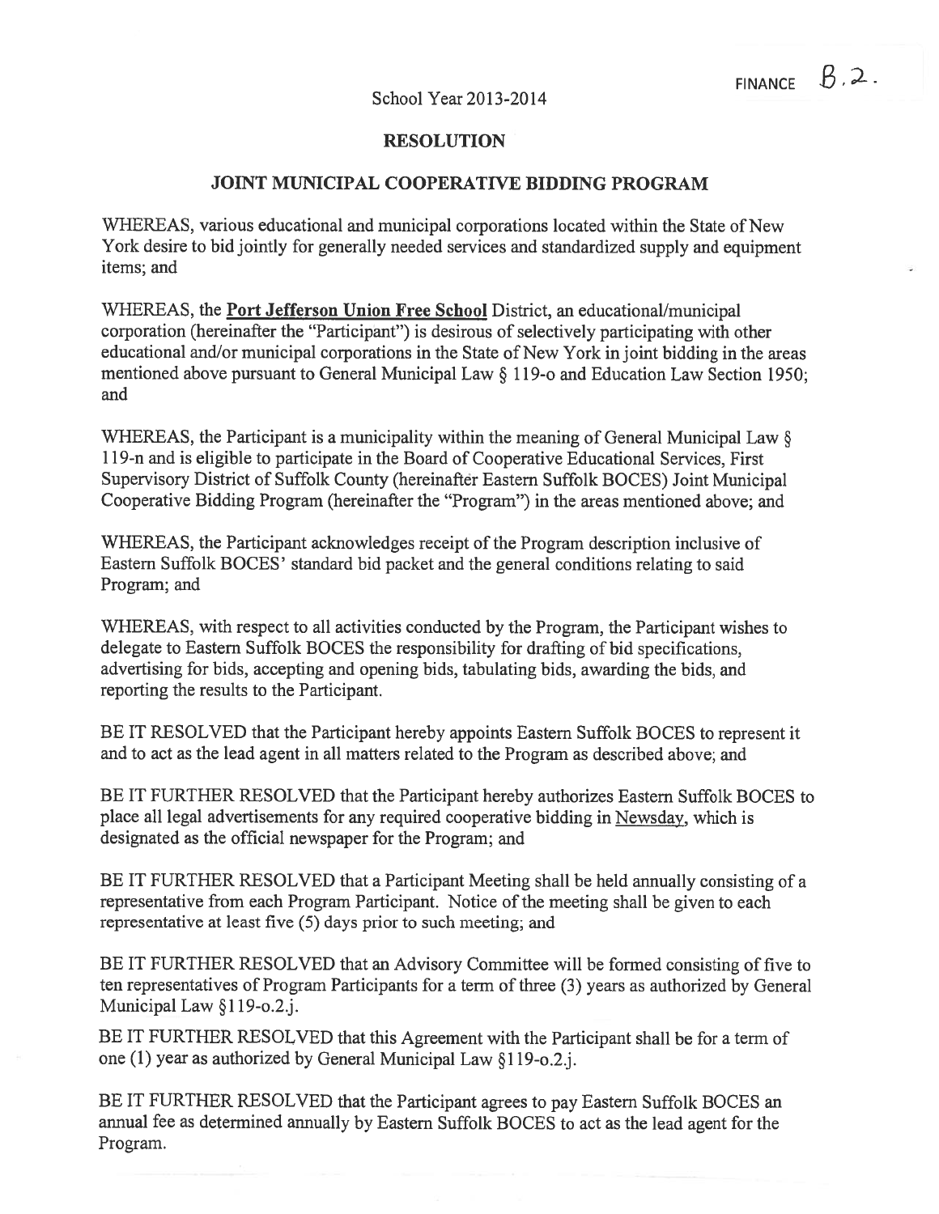FINANCE B.2.

School Year 2013-2014

# RESOLUTION

## JOINT MUNICIPAL COOPERATIVE BIDDING PROGRAM

WHEREAS, various educational and municipal corporations located within the State of New York desire to bid jointly for generally needed services and standardized supply and equipment items; and

WHEREAS, the **Port Jefferson Union Free School** District, an educational/municipal corporation (hereinafter the "Participant") is desirous of selectively participating with other educational and/or municipal corporations in the State of New York in joint bidding in the areas mentioned above pursuant to General Municipal Law § 119-o and Education Law Section 1950; and

WHEREAS, the Participant is a municipality within the meaning of General Municipal Law § 119-n and is eligible to participate in the Board of Cooperative Educational Services, First Supervisory District of Suffolk County (hereinafter Eastern Suffolk BOCES) Joint Municipal Cooperative Bidding Program (hereinafter the "Program") in the areas mentioned above; and

WHEREAS, the Participant acknowledges receipt of the Program description inclusive of Eastern Suffolk BOCES' standard bid packet and the general conditions relating to said Program; and

WHEREAS, with respect to all activities conducted by the Program, the Participant wishes to delegate to Eastern Suffolk BOCES the responsibility for drafting of bid specifications, advertising for bids, accepting and opening bids, tabulating bids, awarding the bids, and reporting the results to the Participant.

BE IT RESOLVED that the Participant hereby appoints Eastern Suffolk BOCES to represent it and to act as the lead agent in all matters related to the Program as described above; and

BE IT FURTHER RESOLVED that the Participant hereby authorizes Eastern Suffolk BOCES to place all legal advertisements for any required cooperative bidding in Newsday, which is designated as the official newspaper for the Program; and

BE IT FURTHER RESOLVED that a Participant Meeting shall be held annually consisting of a representative from each Program Participant. Notice of the meeting shall be given to each representative at least five (5) days prior to such meeting; and

BE IT FURTHER RESOLVED that an Advisory Committee will be formed consisting of five to ten representatives of Program Participants for a term of three (3) years as authorized by General Municipal Law §119-o.2.j.

BE IT FURTHER RESOLVED that this Agreement with the Participant shall be for a term of one (1) year as authorized by General Municipal Law §119-o.2.j.

BE IT FURTHER RESOLVED that the Participant agrees to pay Eastern Suffolk BOCES an annual fee as determined annually by Eastern Suffolk BOCES to act as the lead agent for the Program.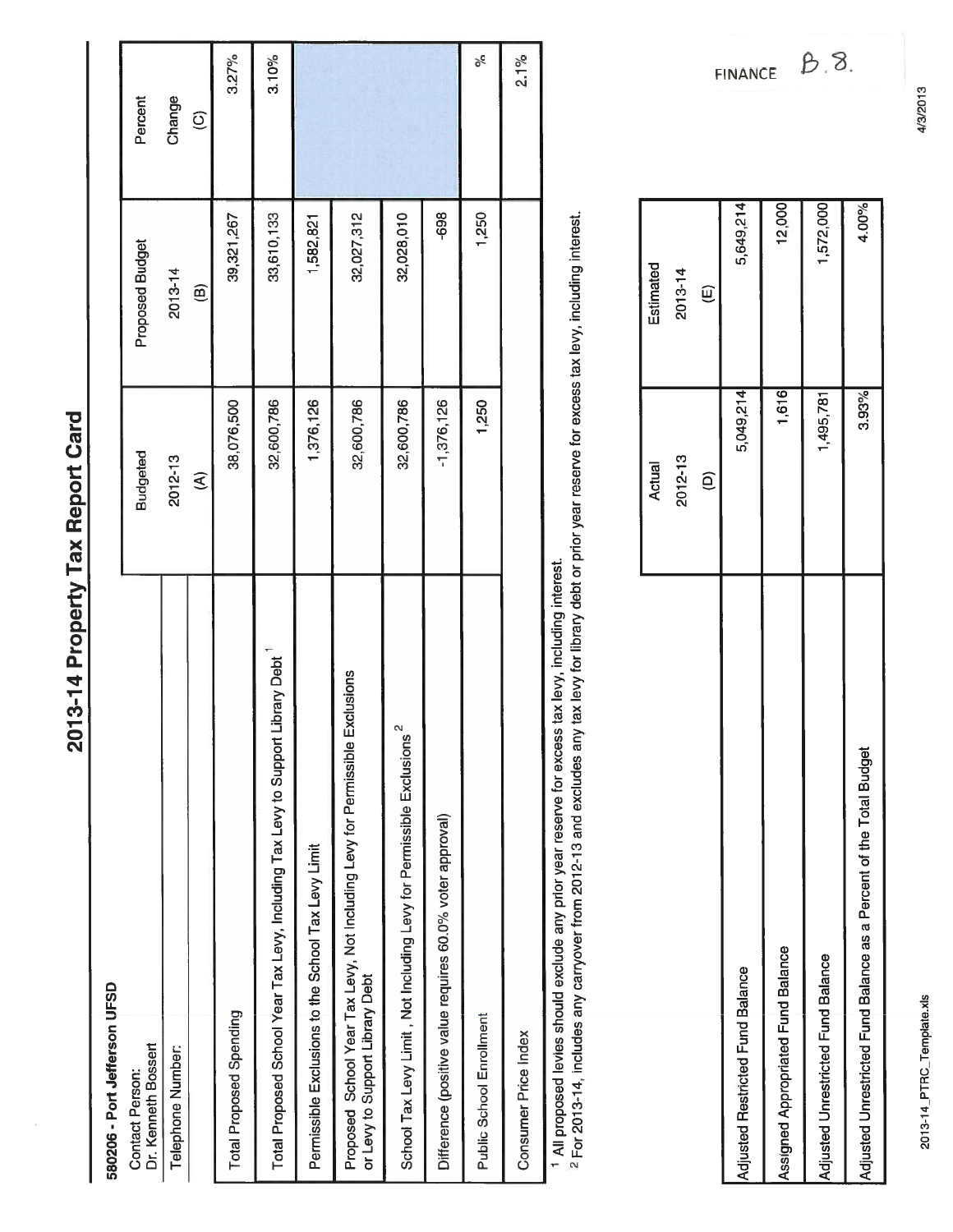# 2013-14 Property Tax Report Card

**580206 - Port Jefferson UFSD**

| Contact Person: Dr. Kenneth Bossert | Budgeted | Proposed Budget | Percent |
|---|---|---|---|
| Telephone Number: | 2012-13 | 2013-14 | Change |
| | (A) | (B) | (C) |
| Total Proposed Spending | 38,076,500 | 39,321,267 | 3.27% |
| Total Proposed School Year Tax Levy, Including Tax Levy to Support Library Debt [1] | 32,600,786 | 33,610,133 | 3.10% |
| Permissible Exclusions to the School Tax Levy Limit | 1,376,126 | 1,582,821 | |
| Proposed School Year Tax Levy, Not Including Levy for Permissible Exclusions or Levy to Support Library Debt | 32,600,786 | 32,027,312 | |
| School Tax Levy Limit , Not Including Levy for Permissible Exclusions [2] | 32,600,786 | 32,028,010 | |
| Difference (positive value requires 60.0% voter approval) | -1,376,126 | -698 | |
| Public School Enrollment | 1,250 | 1,250 | % |
| Consumer Price Index | | | 2.1% |

[1] All proposed levies should exclude any prior year reserve for excess tax levy, including interest.
[2] For 2013-14, includes any carryover from 2012-13 and excludes any tax levy for library debt or prior year reserve for excess tax levy, including interest.

| | Actual | Estimated |
|---|---|---|
| | 2012-13 | 2013-14 |
| | (D) | (E) |
| Adjusted Restricted Fund Balance | 5,049,214 | 5,649,214 |
| Assigned Appropriated Fund Balance | 1,616 | 12,000 |
| Adjusted Unrestricted Fund Balance | 1,495,781 | 1,572,000 |
| Adjusted Unrestricted Fund Balance as a Percent of the Total Budget | 3.93% | 4.00% |

FINANCE B.8.

2013-14_PTRC_Template.xls

4/3/2013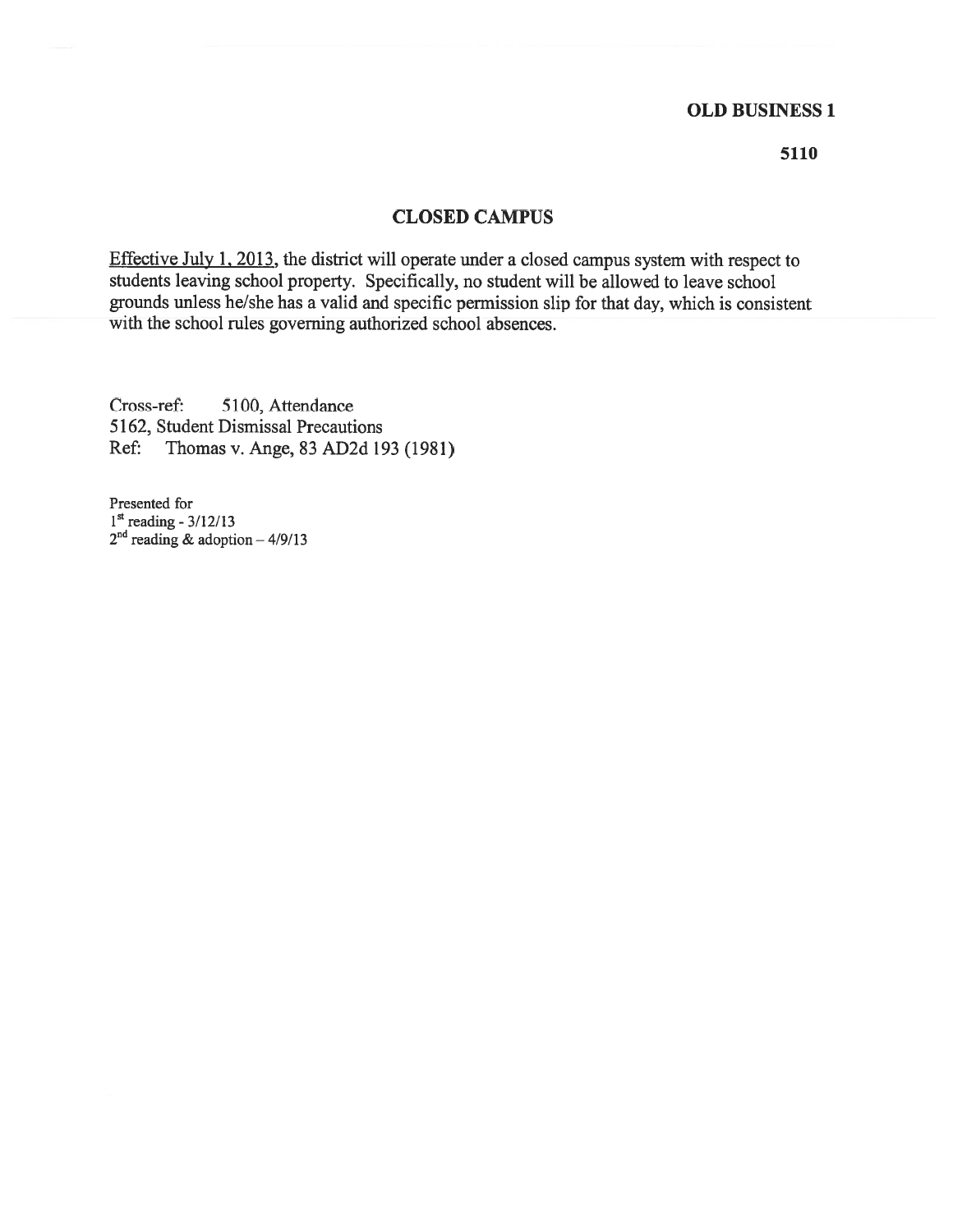**OLD BUSINESS 1**

**5110**

## CLOSED CAMPUS

<u>Effective July 1, 2013</u>, the district will operate under a closed campus system with respect to students leaving school property. Specifically, no student will be allowed to leave school grounds unless he/she has a valid and specific permission slip for that day, which is consistent with the school rules governing authorized school absences.

Cross-ref: 5100, Attendance
5162, Student Dismissal Precautions
Ref: Thomas v. Ange, 83 AD2d 193 (1981)

Presented for
1st reading - 3/12/13
2nd reading & adoption – 4/9/13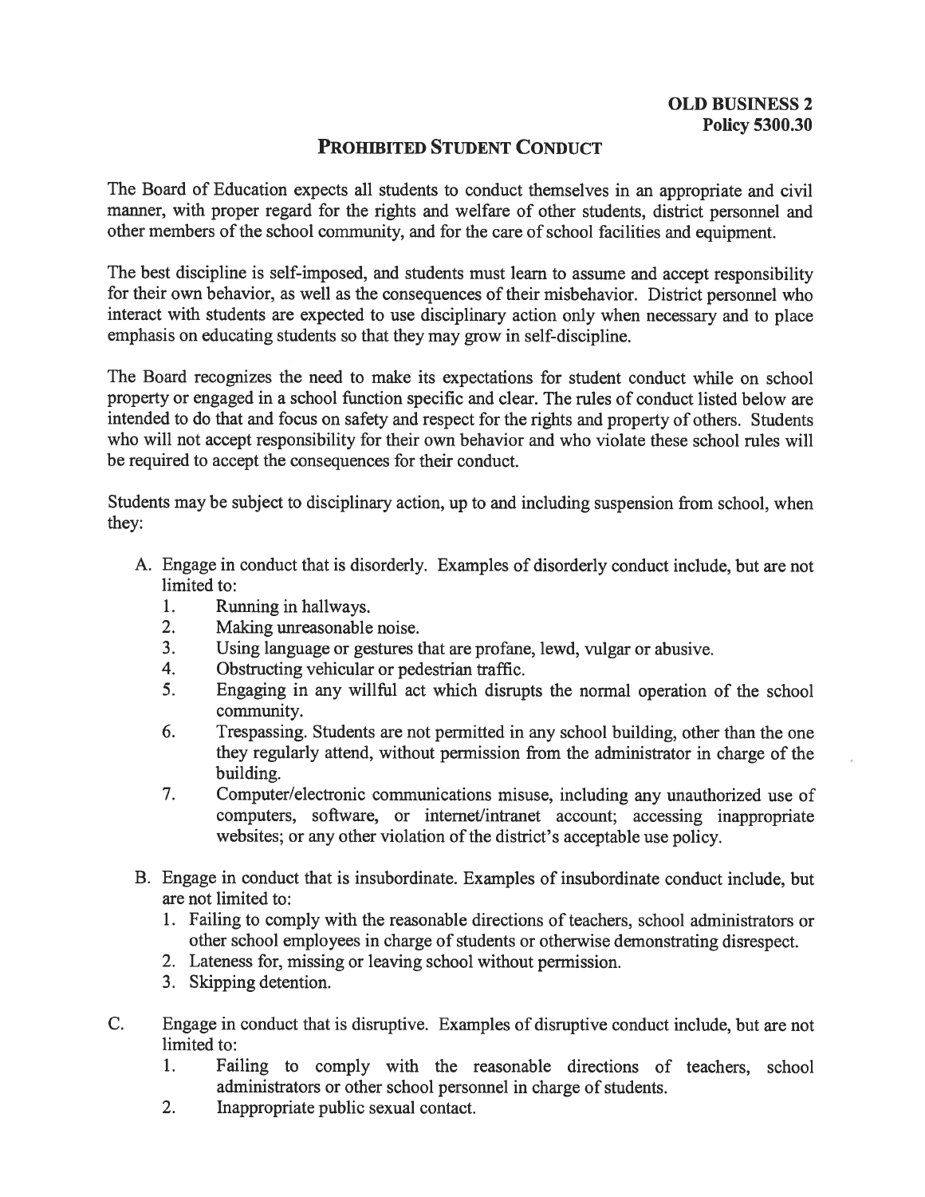**OLD BUSINESS 2**
**Policy 5300.30**

# PROHIBITED STUDENT CONDUCT

The Board of Education expects all students to conduct themselves in an appropriate and civil manner, with proper regard for the rights and welfare of other students, district personnel and other members of the school community, and for the care of school facilities and equipment.

The best discipline is self-imposed, and students must learn to assume and accept responsibility for their own behavior, as well as the consequences of their misbehavior. District personnel who interact with students are expected to use disciplinary action only when necessary and to place emphasis on educating students so that they may grow in self-discipline.

The Board recognizes the need to make its expectations for student conduct while on school property or engaged in a school function specific and clear. The rules of conduct listed below are intended to do that and focus on safety and respect for the rights and property of others. Students who will not accept responsibility for their own behavior and who violate these school rules will be required to accept the consequences for their conduct.

Students may be subject to disciplinary action, up to and including suspension from school, when they:

A. Engage in conduct that is disorderly. Examples of disorderly conduct include, but are not limited to:
   1. Running in hallways.
   2. Making unreasonable noise.
   3. Using language or gestures that are profane, lewd, vulgar or abusive.
   4. Obstructing vehicular or pedestrian traffic.
   5. Engaging in any willful act which disrupts the normal operation of the school community.
   6. Trespassing. Students are not permitted in any school building, other than the one they regularly attend, without permission from the administrator in charge of the building.
   7. Computer/electronic communications misuse, including any unauthorized use of computers, software, or internet/intranet account; accessing inappropriate websites; or any other violation of the district's acceptable use policy.

B. Engage in conduct that is insubordinate. Examples of insubordinate conduct include, but are not limited to:
   1. Failing to comply with the reasonable directions of teachers, school administrators or other school employees in charge of students or otherwise demonstrating disrespect.
   2. Lateness for, missing or leaving school without permission.
   3. Skipping detention.

C. Engage in conduct that is disruptive. Examples of disruptive conduct include, but are not limited to:
   1. Failing to comply with the reasonable directions of teachers, school administrators or other school personnel in charge of students.
   2. Inappropriate public sexual contact.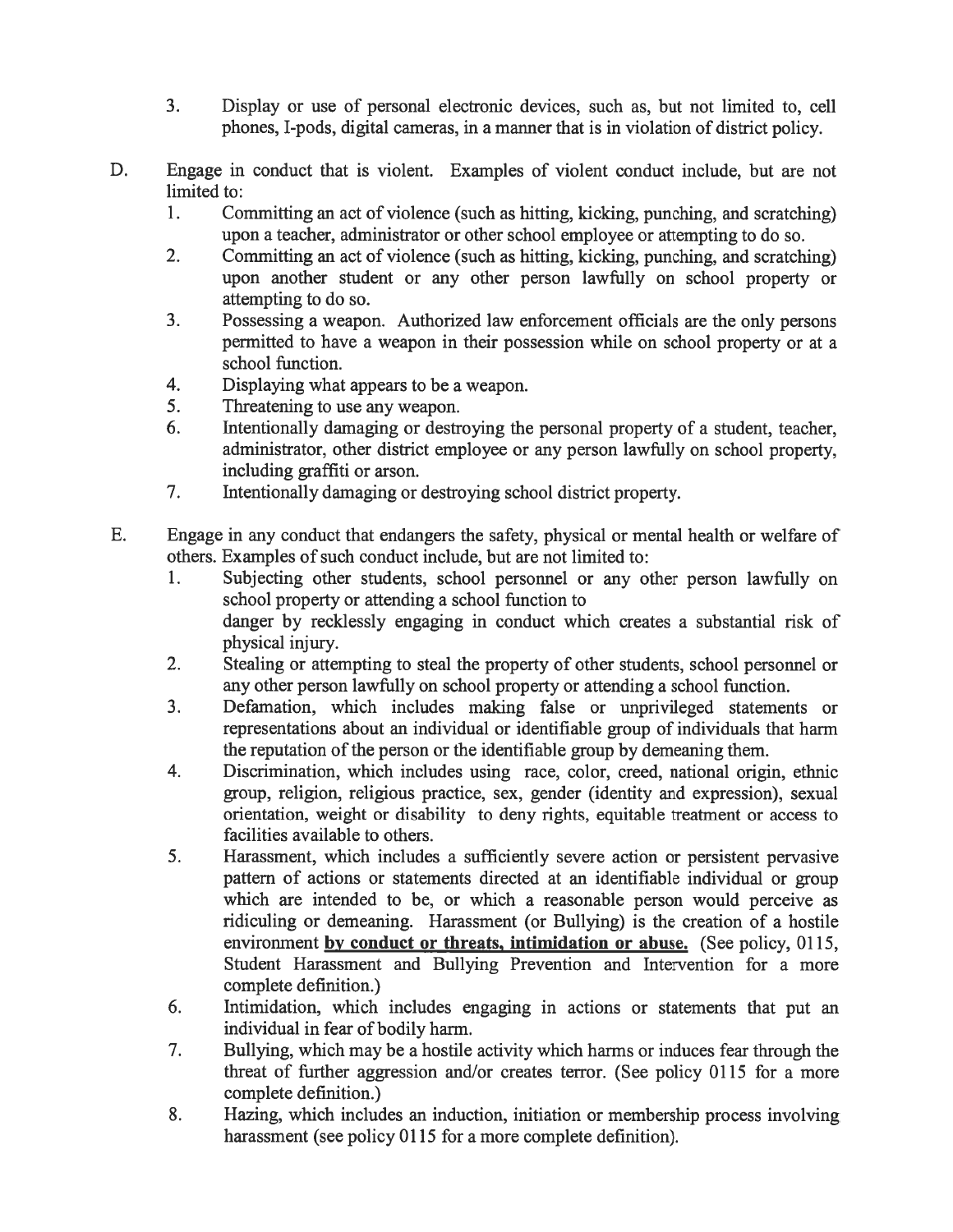3. Display or use of personal electronic devices, such as, but not limited to, cell phones, I-pods, digital cameras, in a manner that is in violation of district policy.

D. Engage in conduct that is violent. Examples of violent conduct include, but are not limited to:
   1. Committing an act of violence (such as hitting, kicking, punching, and scratching) upon a teacher, administrator or other school employee or attempting to do so.
   2. Committing an act of violence (such as hitting, kicking, punching, and scratching) upon another student or any other person lawfully on school property or attempting to do so.
   3. Possessing a weapon. Authorized law enforcement officials are the only persons permitted to have a weapon in their possession while on school property or at a school function.
   4. Displaying what appears to be a weapon.
   5. Threatening to use any weapon.
   6. Intentionally damaging or destroying the personal property of a student, teacher, administrator, other district employee or any person lawfully on school property, including graffiti or arson.
   7. Intentionally damaging or destroying school district property.

E. Engage in any conduct that endangers the safety, physical or mental health or welfare of others. Examples of such conduct include, but are not limited to:
   1. Subjecting other students, school personnel or any other person lawfully on school property or attending a school function to danger by recklessly engaging in conduct which creates a substantial risk of physical injury.
   2. Stealing or attempting to steal the property of other students, school personnel or any other person lawfully on school property or attending a school function.
   3. Defamation, which includes making false or unprivileged statements or representations about an individual or identifiable group of individuals that harm the reputation of the person or the identifiable group by demeaning them.
   4. Discrimination, which includes using race, color, creed, national origin, ethnic group, religion, religious practice, sex, gender (identity and expression), sexual orientation, weight or disability to deny rights, equitable treatment or access to facilities available to others.
   5. Harassment, which includes a sufficiently severe action or persistent pervasive pattern of actions or statements directed at an identifiable individual or group which are intended to be, or which a reasonable person would perceive as ridiculing or demeaning. Harassment (or Bullying) is the creation of a hostile environment **<u>by conduct or threats, intimidation or abuse.</u>** (See policy, 0115, Student Harassment and Bullying Prevention and Intervention for a more complete definition.)
   6. Intimidation, which includes engaging in actions or statements that put an individual in fear of bodily harm.
   7. Bullying, which may be a hostile activity which harms or induces fear through the threat of further aggression and/or creates terror. (See policy 0115 for a more complete definition.)
   8. Hazing, which includes an induction, initiation or membership process involving harassment (see policy 0115 for a more complete definition).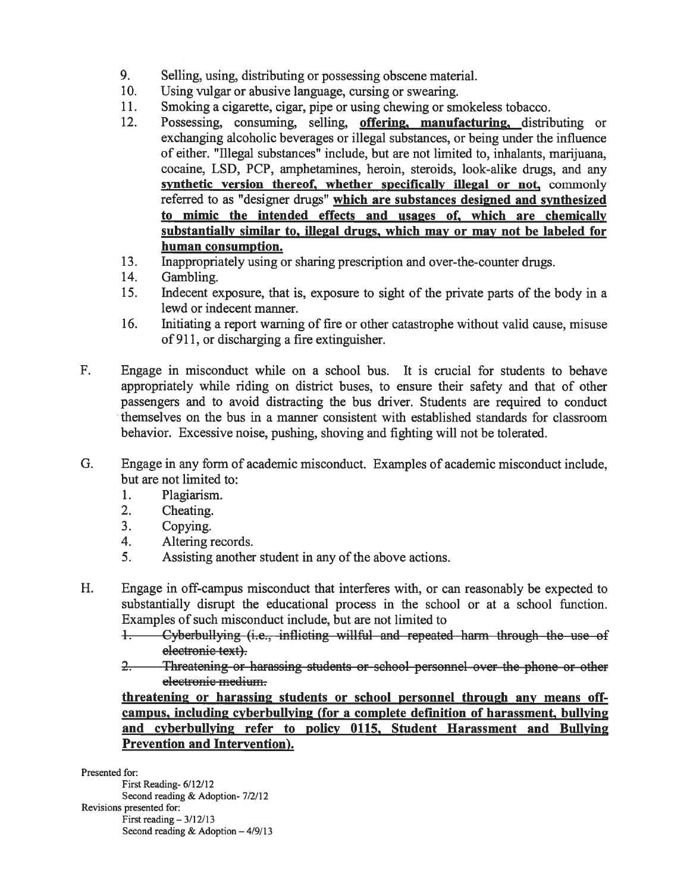9. Selling, using, distributing or possessing obscene material.
10. Using vulgar or abusive language, cursing or swearing.
11. Smoking a cigarette, cigar, pipe or using chewing or smokeless tobacco.
12. Possessing, consuming, selling, **<u>offering, manufacturing,</u>** distributing or exchanging alcoholic beverages or illegal substances, or being under the influence of either. "Illegal substances" include, but are not limited to, inhalants, marijuana, cocaine, LSD, PCP, amphetamines, heroin, steroids, look-alike drugs, and any **<u>synthetic version thereof, whether specifically illegal or not,</u>** commonly referred to as "designer drugs" **<u>which are substances designed and synthesized to mimic the intended effects and usages of, which are chemically substantially similar to, illegal drugs, which may or may not be labeled for human consumption.</u>**
13. Inappropriately using or sharing prescription and over-the-counter drugs.
14. Gambling.
15. Indecent exposure, that is, exposure to sight of the private parts of the body in a lewd or indecent manner.
16. Initiating a report warning of fire or other catastrophe without valid cause, misuse of 911, or discharging a fire extinguisher.

F. Engage in misconduct while on a school bus. It is crucial for students to behave appropriately while riding on district buses, to ensure their safety and that of other passengers and to avoid distracting the bus driver. Students are required to conduct themselves on the bus in a manner consistent with established standards for classroom behavior. Excessive noise, pushing, shoving and fighting will not be tolerated.

G. Engage in any form of academic misconduct. Examples of academic misconduct include, but are not limited to:
1. Plagiarism.
2. Cheating.
3. Copying.
4. Altering records.
5. Assisting another student in any of the above actions.

H. Engage in off-campus misconduct that interferes with, or can reasonably be expected to substantially disrupt the educational process in the school or at a school function. Examples of such misconduct include, but are not limited to
~~1. Cyberbullying (i.e., inflicting willful and repeated harm through the use of electronic text).~~
~~2. Threatening or harassing students or school personnel over the phone or other electronic medium.~~

**<u>threatening or harassing students or school personnel through any means off-campus, including cyberbullying (for a complete definition of harassment, bullying and cyberbullying refer to policy 0115, Student Harassment and Bullying Prevention and Intervention).</u>**

Presented for:
First Reading- 6/12/12
Second reading & Adoption- 7/2/12
Revisions presented for:
First reading – 3/12/13
Second reading & Adoption – 4/9/13